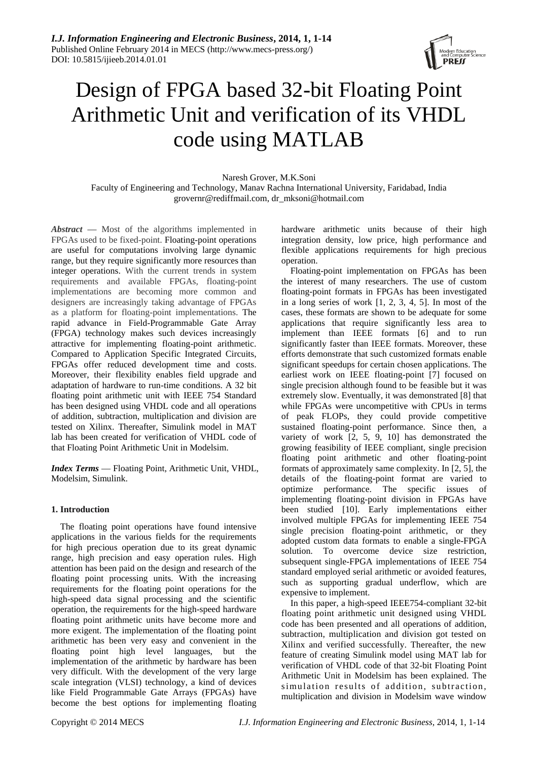# Design of FPGA based 32-bit Floating Point Arithmetic Unit and verification of its VHDL code using MATLAB

Naresh Grover, M.K.Soni

Faculty of Engineering and Technology, Manav Rachna International University, Faridabad, India

grovernr@rediffmail.com, dr_mksoni@hotmail.com

***Abstract*** — Most of the algorithms implemented in FPGAs used to be fixed-point. Floating-point operations are useful for computations involving large dynamic range, but they require significantly more resources than integer operations. With the current trends in system requirements and available FPGAs, floating-point implementations are becoming more common and designers are increasingly taking advantage of FPGAs as a platform for floating-point implementations. The rapid advance in Field-Programmable Gate Array (FPGA) technology makes such devices increasingly attractive for implementing floating-point arithmetic. Compared to Application Specific Integrated Circuits, FPGAs offer reduced development time and costs. Moreover, their flexibility enables field upgrade and adaptation of hardware to run-time conditions. A 32 bit floating point arithmetic unit with IEEE 754 Standard has been designed using VHDL code and all operations of addition, subtraction, multiplication and division are tested on Xilinx. Thereafter, Simulink model in MAT lab has been created for verification of VHDL code of that Floating Point Arithmetic Unit in Modelsim.

***Index Terms*** — Floating Point, Arithmetic Unit, VHDL, Modelsim, Simulink.

## 1. Introduction

The floating point operations have found intensive applications in the various fields for the requirements for high precious operation due to its great dynamic range, high precision and easy operation rules. High attention has been paid on the design and research of the floating point processing units. With the increasing requirements for the floating point operations for the high-speed data signal processing and the scientific operation, the requirements for the high-speed hardware floating point arithmetic units have become more and more exigent. The implementation of the floating point arithmetic has been very easy and convenient in the floating point high level languages, but the implementation of the arithmetic by hardware has been very difficult. With the development of the very large scale integration (VLSI) technology, a kind of devices like Field Programmable Gate Arrays (FPGAs) have become the best options for implementing floating hardware arithmetic units because of their high integration density, low price, high performance and flexible applications requirements for high precious operation.

Floating-point implementation on FPGAs has been the interest of many researchers. The use of custom floating-point formats in FPGAs has been investigated in a long series of work [1, 2, 3, 4, 5]. In most of the cases, these formats are shown to be adequate for some applications that require significantly less area to implement than IEEE formats [6] and to run significantly faster than IEEE formats. Moreover, these efforts demonstrate that such customized formats enable significant speedups for certain chosen applications. The earliest work on IEEE floating-point [7] focused on single precision although found to be feasible but it was extremely slow. Eventually, it was demonstrated [8] that while FPGAs were uncompetitive with CPUs in terms of peak FLOPs, they could provide competitive sustained floating-point performance. Since then, a variety of work [2, 5, 9, 10] has demonstrated the growing feasibility of IEEE compliant, single precision floating point arithmetic and other floating-point formats of approximately same complexity. In [2, 5], the details of the floating-point format are varied to optimize performance. The specific issues of implementing floating-point division in FPGAs have been studied [10]. Early implementations either involved multiple FPGAs for implementing IEEE 754 single precision floating-point arithmetic, or they adopted custom data formats to enable a single-FPGA solution. To overcome device size restriction, subsequent single-FPGA implementations of IEEE 754 standard employed serial arithmetic or avoided features, such as supporting gradual underflow, which are expensive to implement.

In this paper, a high-speed IEEE754-compliant 32-bit floating point arithmetic unit designed using VHDL code has been presented and all operations of addition, subtraction, multiplication and division got tested on Xilinx and verified successfully. Thereafter, the new feature of creating Simulink model using MAT lab for verification of VHDL code of that 32-bit Floating Point Arithmetic Unit in Modelsim has been explained. The simulation results of addition, subtraction, multiplication and division in Modelsim wave window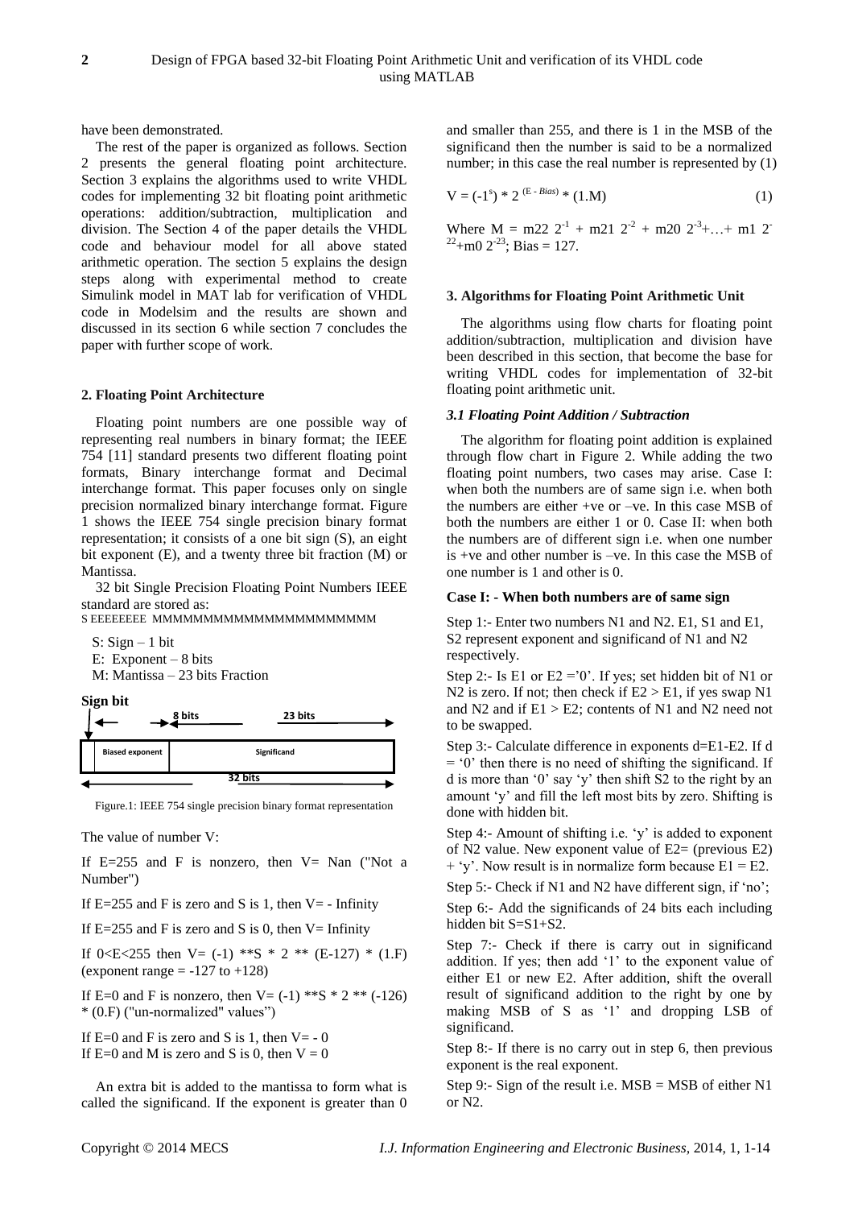have been demonstrated.

The rest of the paper is organized as follows. Section 2 presents the general floating point architecture. Section 3 explains the algorithms used to write VHDL codes for implementing 32 bit floating point arithmetic operations: addition/subtraction, multiplication and division. The Section 4 of the paper details the VHDL code and behaviour model for all above stated arithmetic operation. The section 5 explains the design steps along with experimental method to create Simulink model in MAT lab for verification of VHDL code in Modelsim and the results are shown and discussed in its section 6 while section 7 concludes the paper with further scope of work.

## 2. Floating Point Architecture

Floating point numbers are one possible way of representing real numbers in binary format; the IEEE 754 [11] standard presents two different floating point formats, Binary interchange format and Decimal interchange format. This paper focuses only on single precision normalized binary interchange format. Figure 1 shows the IEEE 754 single precision binary format representation; it consists of a one bit sign (S), an eight bit exponent (E), and a twenty three bit fraction (M) or Mantissa.

32 bit Single Precision Floating Point Numbers IEEE standard are stored as:

S EEEEEEEE MMMMMMMMMMMMMMMMMMMMMMM

S: Sign – 1 bit
E: Exponent – 8 bits
M: Mantissa – 23 bits Fraction

| Sign bit | 8 bits | 23 bits |
|---|---|---|
| | Biased exponent | Significand |
| 32 bits | | |

Figure.1: IEEE 754 single precision binary format representation

The value of number V:

If E=255 and F is nonzero, then V= Nan ("Not a Number")

If E=255 and F is zero and S is 1, then V= - Infinity

If E=255 and F is zero and S is 0, then V= Infinity

If 0<E<255 then V= (-1) **S * 2 ** (E-127) * (1.F) (exponent range = -127 to +128)

If E=0 and F is nonzero, then V= (-1) **S * 2 ** (-126) * (0.F) ("un-normalized" values")

If E=0 and F is zero and S is 1, then V= - 0
If E=0 and M is zero and S is 0, then V = 0

An extra bit is added to the mantissa to form what is called the significand. If the exponent is greater than 0 and smaller than 255, and there is 1 in the MSB of the significand then the number is said to be a normalized number; in this case the real number is represented by (1)

$$V = (-1^{s}) * 2^{(E - Bias)} * (1.M) \quad (1)$$

Where $M = m22\ 2^{-1} + m21\ 2^{-2} + m20\ 2^{-3} + \ldots + m1\ 2^{-22} + m0\ 2^{-23}$; Bias = 127.

## 3. Algorithms for Floating Point Arithmetic Unit

The algorithms using flow charts for floating point addition/subtraction, multiplication and division have been described in this section, that become the base for writing VHDL codes for implementation of 32-bit floating point arithmetic unit.

### *3.1 Floating Point Addition / Subtraction*

The algorithm for floating point addition is explained through flow chart in Figure 2. While adding the two floating point numbers, two cases may arise. Case I: when both the numbers are of same sign i.e. when both the numbers are either +ve or –ve. In this case MSB of both the numbers are either 1 or 0. Case II: when both the numbers are of different sign i.e. when one number is +ve and other number is –ve. In this case the MSB of one number is 1 and other is 0.

**Case I: - When both numbers are of same sign**

Step 1:- Enter two numbers N1 and N2. E1, S1 and E1, S2 represent exponent and significand of N1 and N2 respectively.

Step 2:- Is E1 or E2 ='0'. If yes; set hidden bit of N1 or N2 is zero. If not; then check if E2 > E1, if yes swap N1 and N2 and if E1 > E2; contents of N1 and N2 need not to be swapped.

Step 3:- Calculate difference in exponents d=E1-E2. If d = '0' then there is no need of shifting the significand. If d is more than '0' say 'y' then shift S2 to the right by an amount 'y' and fill the left most bits by zero. Shifting is done with hidden bit.

Step 4:- Amount of shifting i.e. 'y' is added to exponent of N2 value. New exponent value of E2= (previous E2) + 'y'. Now result is in normalize form because E1 = E2.

Step 5:- Check if N1 and N2 have different sign, if 'no';

Step 6:- Add the significands of 24 bits each including hidden bit S=S1+S2.

Step 7:- Check if there is carry out in significand addition. If yes; then add '1' to the exponent value of either E1 or new E2. After addition, shift the overall result of significand addition to the right by one by making MSB of S as '1' and dropping LSB of significand.

Step 8:- If there is no carry out in step 6, then previous exponent is the real exponent.

Step 9:- Sign of the result i.e. MSB = MSB of either N1 or N2.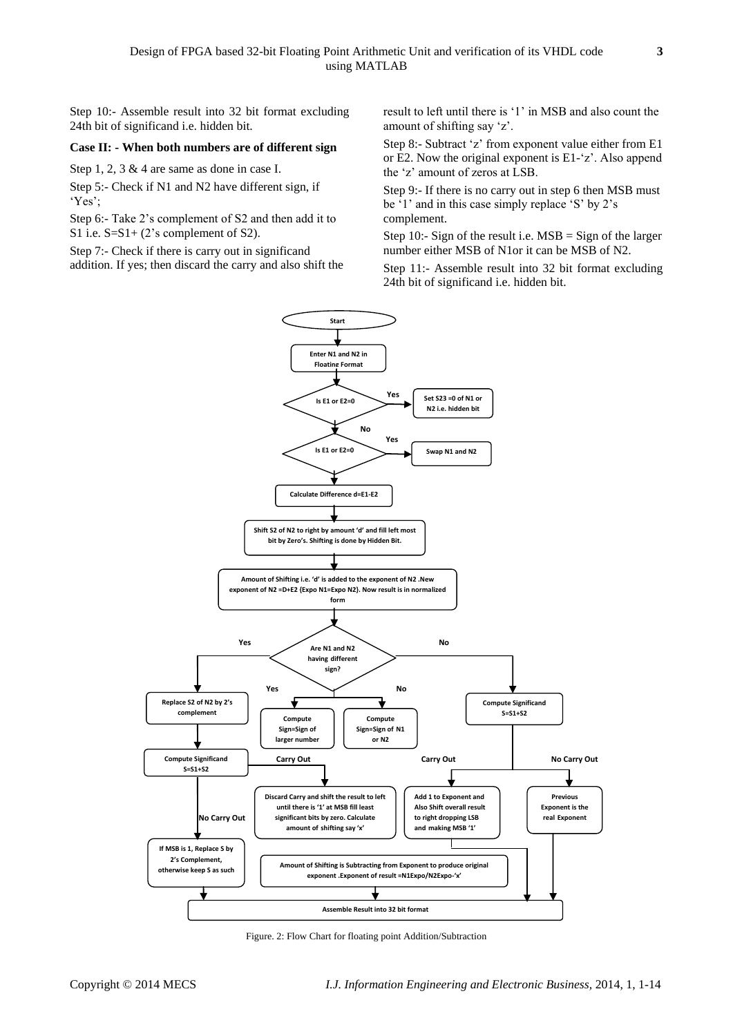Step 10:- Assemble result into 32 bit format excluding 24th bit of significand i.e. hidden bit.

**Case II: - When both numbers are of different sign**

Step 1, 2, 3 & 4 are same as done in case I.

Step 5:- Check if N1 and N2 have different sign, if 'Yes';

Step 6:- Take 2's complement of S2 and then add it to S1 i.e. S=S1+ (2's complement of S2).

Step 7:- Check if there is carry out in significand addition. If yes; then discard the carry and also shift the result to left until there is '1' in MSB and also count the amount of shifting say 'z'.

Step 8:- Subtract 'z' from exponent value either from E1 or E2. Now the original exponent is E1-'z'. Also append the 'z' amount of zeros at LSB.

Step 9:- If there is no carry out in step 6 then MSB must be '1' and in this case simply replace 'S' by 2's complement.

Step 10:- Sign of the result i.e. MSB = Sign of the larger number either MSB of N1or it can be MSB of N2.

Step 11:- Assemble result into 32 bit format excluding 24th bit of significand i.e. hidden bit.

Start

Enter N1 and N2 in Floating Format

Is E1 or E2=0 — Yes → Set S23 =0 of N1 or N2 i.e. hidden bit

No

Is E1 or E2=0 — Yes → Swap N1 and N2

Calculate Difference d=E1-E2

Shift S2 of N2 to right by amount 'd' and fill left most bit by Zero's. Shifting is done by Hidden Bit.

Amount of Shifting i.e. 'd' is added to the exponent of N2 .New exponent of N2 =D+E2 (Expo N1=Expo N2). Now result is in normalized form

Are N1 and N2 having different sign?

Yes → Replace S2 of N2 by 2's complement → Compute Significand S=S1+S2

Yes → Compute Sign=Sign of larger number; No → Compute Sign=Sign of N1 or N2

No → Compute Significand S=S1+S2

Carry Out → Discard Carry and shift the result to left until there is '1' at MSB fill least significant bits by zero. Calculate amount of shifting say 'x' → Amount of Shifting is Subtracting from Exponent to produce original exponent .Exponent of result =N1Expo/N2Expo-'x'

No Carry Out → If MSB is 1, Replace S by 2's Complement, otherwise keep S as such

Carry Out → Add 1 to Exponent and Also Shift overall result to right dropping LSB and making MSB '1'

No Carry Out → Previous Exponent is the real Exponent

Assemble Result into 32 bit format

Figure. 2: Flow Chart for floating point Addition/Subtraction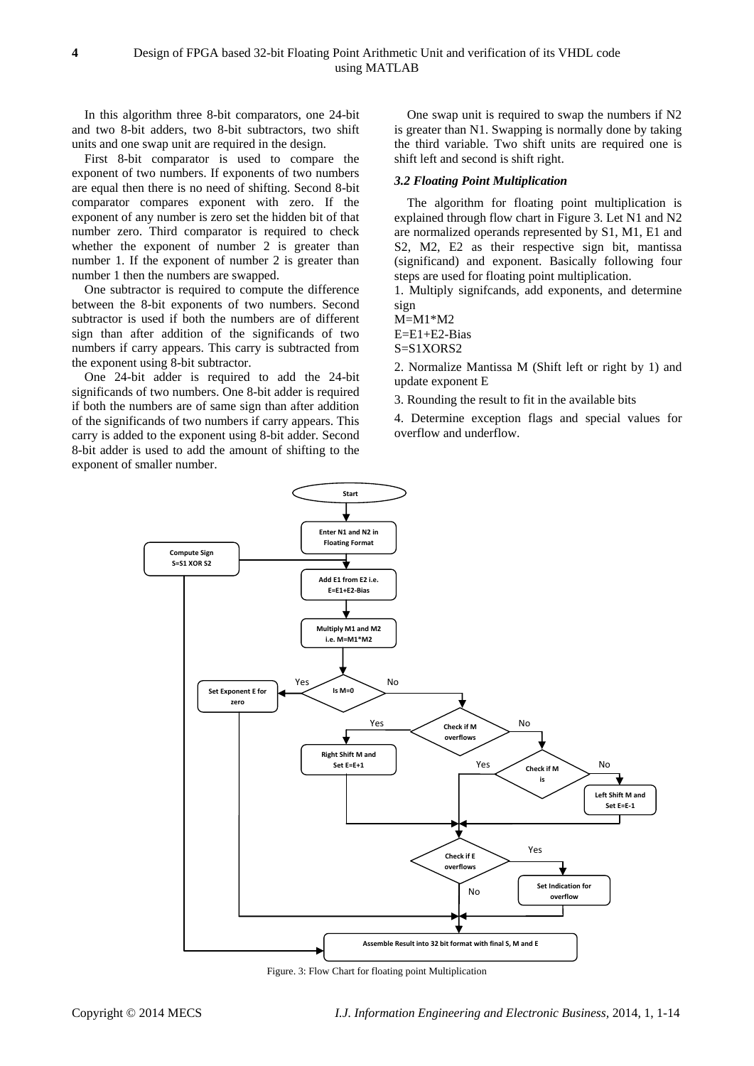In this algorithm three 8-bit comparators, one 24-bit and two 8-bit adders, two 8-bit subtractors, two shift units and one swap unit are required in the design.

First 8-bit comparator is used to compare the exponent of two numbers. If exponents of two numbers are equal then there is no need of shifting. Second 8-bit comparator compares exponent with zero. If the exponent of any number is zero set the hidden bit of that number zero. Third comparator is required to check whether the exponent of number 2 is greater than number 1. If the exponent of number 2 is greater than number 1 then the numbers are swapped.

One subtractor is required to compute the difference between the 8-bit exponents of two numbers. Second subtractor is used if both the numbers are of different sign than after addition of the significands of two numbers if carry appears. This carry is subtracted from the exponent using 8-bit subtractor.

One 24-bit adder is required to add the 24-bit significands of two numbers. One 8-bit adder is required if both the numbers are of same sign than after addition of the significands of two numbers if carry appears. This carry is added to the exponent using 8-bit adder. Second 8-bit adder is used to add the amount of shifting to the exponent of smaller number.

One swap unit is required to swap the numbers if N2 is greater than N1. Swapping is normally done by taking the third variable. Two shift units are required one is shift left and second is shift right.

### *3.2 Floating Point Multiplication*

The algorithm for floating point multiplication is explained through flow chart in Figure 3. Let N1 and N2 are normalized operands represented by S1, M1, E1 and S2, M2, E2 as their respective sign bit, mantissa (significand) and exponent. Basically following four steps are used for floating point multiplication.

1. Multiply signifcands, add exponents, and determine sign

M=M1*M2

E=E1+E2-Bias

S=S1XORS2

2. Normalize Mantissa M (Shift left or right by 1) and update exponent E

3. Rounding the result to fit in the available bits

4. Determine exception flags and special values for overflow and underflow.

Figure. 3: Flow Chart for floating point Multiplication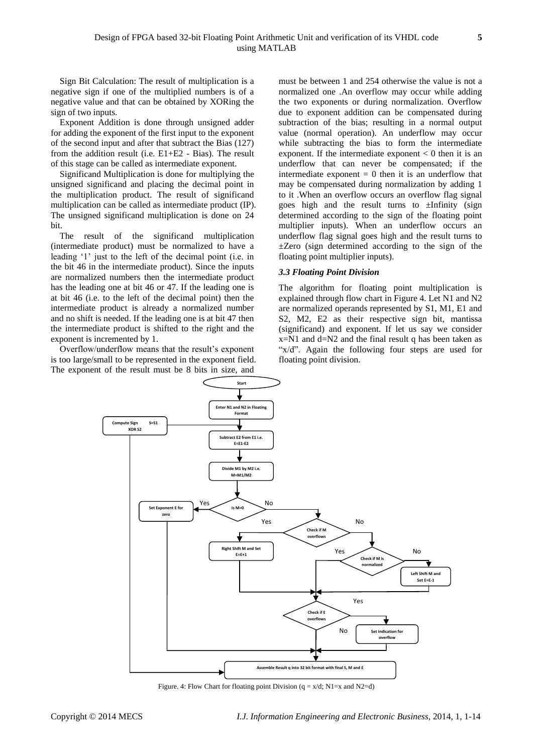Sign Bit Calculation: The result of multiplication is a negative sign if one of the multiplied numbers is of a negative value and that can be obtained by XORing the sign of two inputs.

Exponent Addition is done through unsigned adder for adding the exponent of the first input to the exponent of the second input and after that subtract the Bias (127) from the addition result (i.e. E1+E2 - Bias). The result of this stage can be called as intermediate exponent.

Significand Multiplication is done for multiplying the unsigned significand and placing the decimal point in the multiplication product. The result of significand multiplication can be called as intermediate product (IP). The unsigned significand multiplication is done on 24 bit.

The result of the significand multiplication (intermediate product) must be normalized to have a leading '1' just to the left of the decimal point (i.e. in the bit 46 in the intermediate product). Since the inputs are normalized numbers then the intermediate product has the leading one at bit 46 or 47. If the leading one is at bit 46 (i.e. to the left of the decimal point) then the intermediate product is already a normalized number and no shift is needed. If the leading one is at bit 47 then the intermediate product is shifted to the right and the exponent is incremented by 1.

Overflow/underflow means that the result's exponent is too large/small to be represented in the exponent field. The exponent of the result must be 8 bits in size, and must be between 1 and 254 otherwise the value is not a normalized one .An overflow may occur while adding the two exponents or during normalization. Overflow due to exponent addition can be compensated during subtraction of the bias; resulting in a normal output value (normal operation). An underflow may occur while subtracting the bias to form the intermediate exponent. If the intermediate exponent < 0 then it is an underflow that can never be compensated; if the intermediate exponent = 0 then it is an underflow that may be compensated during normalization by adding 1 to it .When an overflow occurs an overflow flag signal goes high and the result turns to ±Infinity (sign determined according to the sign of the floating point multiplier inputs). When an underflow occurs an underflow flag signal goes high and the result turns to ±Zero (sign determined according to the sign of the floating point multiplier inputs).

### *3.3 Floating Point Division*

The algorithm for floating point multiplication is explained through flow chart in Figure 4. Let N1 and N2 are normalized operands represented by S1, M1, E1 and S2, M2, E2 as their respective sign bit, mantissa (significand) and exponent. If let us say we consider x=N1 and d=N2 and the final result q has been taken as "x/d". Again the following four steps are used for floating point division.

Figure. 4: Flow Chart for floating point Division (q = x/d; N1=x and N2=d)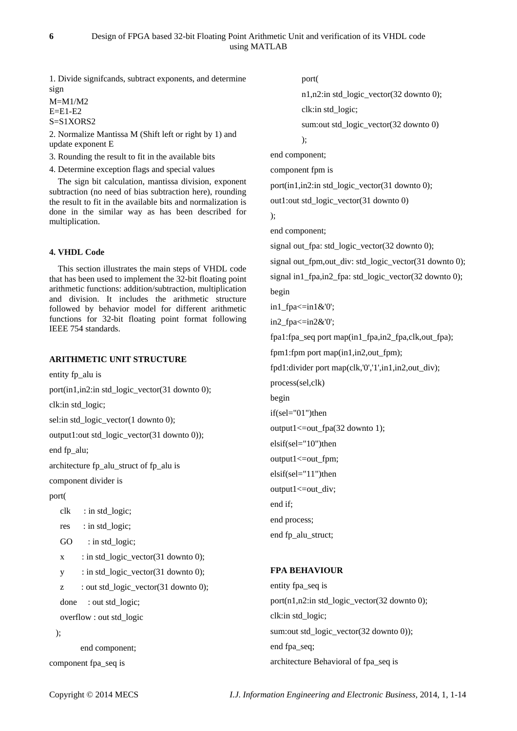1. Divide signifcands, subtract exponents, and determine sign

M=M1/M2
E=E1-E2
S=S1XORS2

2. Normalize Mantissa M (Shift left or right by 1) and update exponent E

3. Rounding the result to fit in the available bits

4. Determine exception flags and special values

The sign bit calculation, mantissa division, exponent subtraction (no need of bias subtraction here), rounding the result to fit in the available bits and normalization is done in the similar way as has been described for multiplication.

### 4. VHDL Code

This section illustrates the main steps of VHDL code that has been used to implement the 32-bit floating point arithmetic functions: addition/subtraction, multiplication and division. It includes the arithmetic structure followed by behavior model for different arithmetic functions for 32-bit floating point format following IEEE 754 standards.

#### ARITHMETIC UNIT STRUCTURE

```
entity fp_alu is
port(in1,in2:in std_logic_vector(31 downto 0);
clk:in std_logic;
sel:in std_logic_vector(1 downto 0);
output1:out std_logic_vector(31 downto 0));
end fp_alu;
architecture fp_alu_struct of fp_alu is
component divider is
port(
    clk     : in std_logic;
    res     : in std_logic;
    GO      : in std_logic;
    x       : in std_logic_vector(31 downto 0);
    y       : in std_logic_vector(31 downto 0);
    z       : out std_logic_vector(31 downto 0);
    done    : out std_logic;
    overflow : out std_logic
  );
        end component;
component fpa_seq is
        port(
        n1,n2:in std_logic_vector(32 downto 0);
        clk:in std_logic;
        sum:out std_logic_vector(32 downto 0)
        );
end component;
component fpm is
port(in1,in2:in std_logic_vector(31 downto 0);
out1:out std_logic_vector(31 downto 0)
);
end component;
signal out_fpa: std_logic_vector(32 downto 0);
signal out_fpm,out_div: std_logic_vector(31 downto 0);
signal in1_fpa,in2_fpa: std_logic_vector(32 downto 0);
begin
in1_fpa<=in1&'0';
in2_fpa<=in2&'0';
fpa1:fpa_seq port map(in1_fpa,in2_fpa,clk,out_fpa);
fpm1:fpm port map(in1,in2,out_fpm);
fpd1:divider port map(clk,'0','1',in1,in2,out_div);
process(sel,clk)
begin
if(sel="01")then
output1<=out_fpa(32 downto 1);
elsif(sel="10")then
output1<=out_fpm;
elsif(sel="11")then
output1<=out_div;
end if;
end process;
end fp_alu_struct;
```

#### FPA BEHAVIOUR

```
entity fpa_seq is
port(n1,n2:in std_logic_vector(32 downto 0);
clk:in std_logic;
sum:out std_logic_vector(32 downto 0));
end fpa_seq;
architecture Behavioral of fpa_seq is
```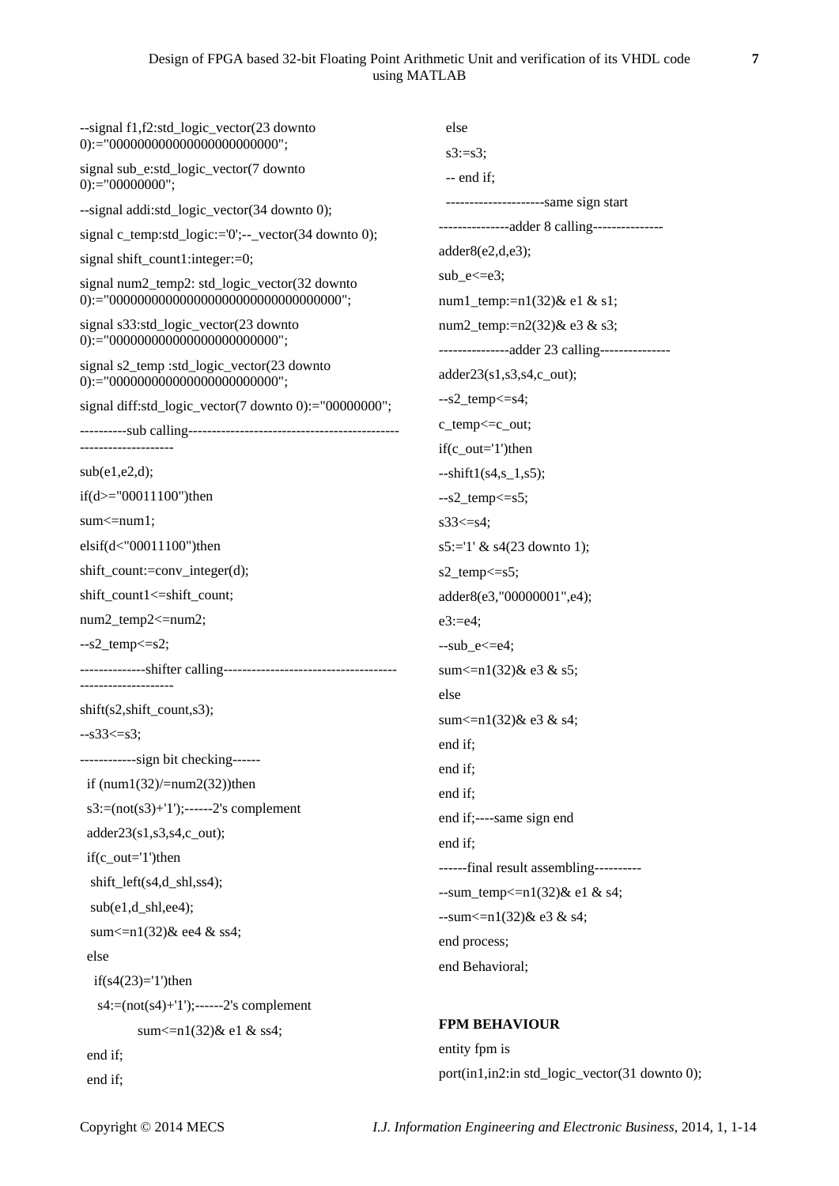```
--signal f1,f2:std_logic_vector(23 downto 0):="000000000000000000000000";
signal sub_e:std_logic_vector(7 downto 0):="00000000";
--signal addi:std_logic_vector(34 downto 0);
signal c_temp:std_logic:='0';--_vector(34 downto 0);
signal shift_count1:integer:=0;
signal num2_temp2: std_logic_vector(32 downto 0):="000000000000000000000000000000000";
signal s33:std_logic_vector(23 downto 0):="000000000000000000000000";
signal s2_temp :std_logic_vector(23 downto 0):="000000000000000000000000";
signal diff:std_logic_vector(7 downto 0):="00000000";
----------sub calling-------------------------------------------------------------
sub(e1,e2,d);
if(d>="00011100")then
sum<=num1;
elsif(d<"00011100")then
shift_count:=conv_integer(d);
shift_count1<=shift_count;
num2_temp2<=num2;
--s2_temp<=s2;
--------------shifter calling---------------------------------------------------------
shift(s2,shift_count,s3);
--s33<=s3;
------------sign bit checking------
  if (num1(32)/=num2(32))then
  s3:=(not(s3)+'1');------2's complement
  adder23(s1,s3,s4,c_out);
  if(c_out='1')then
   shift_left(s4,d_shl,ss4);
   sub(e1,d_shl,ee4);
   sum<=n1(32)& ee4 & ss4;
  else
   if(s4(23)='1')then
    s4:=(not(s4)+'1');------2's complement
          sum<=n1(32)& e1 & ss4;
  end if;
  end if;
  else
  s3:=s3;
  -- end if;
  ---------------------same sign start
---------------adder 8 calling---------------
adder8(e2,d,e3);
sub_e<=e3;
num1_temp:=n1(32)& e1 & s1;
num2_temp:=n2(32)& e3 & s3;
---------------adder 23 calling---------------
adder23(s1,s3,s4,c_out);
--s2_temp<=s4;
c_temp<=c_out;
if(c_out='1')then
--shift1(s4,s_1,s5);
--s2_temp<=s5;
s33<=s4;
s5:='1' & s4(23 downto 1);
s2_temp<=s5;
adder8(e3,"00000001",e4);
e3:=e4;
--sub_e<=e4;
sum<=n1(32)& e3 & s5;
else
sum<=n1(32)& e3 & s4;
end if;
end if;
end if;
end if;----same sign end
end if;
------final result assembling----------
--sum_temp<=n1(32)& e1 & s4;
--sum<=n1(32)& e3 & s4;
end process;
end Behavioral;
```

**FPM BEHAVIOUR**

```
entity fpm is
port(in1,in2:in std_logic_vector(31 downto 0);
```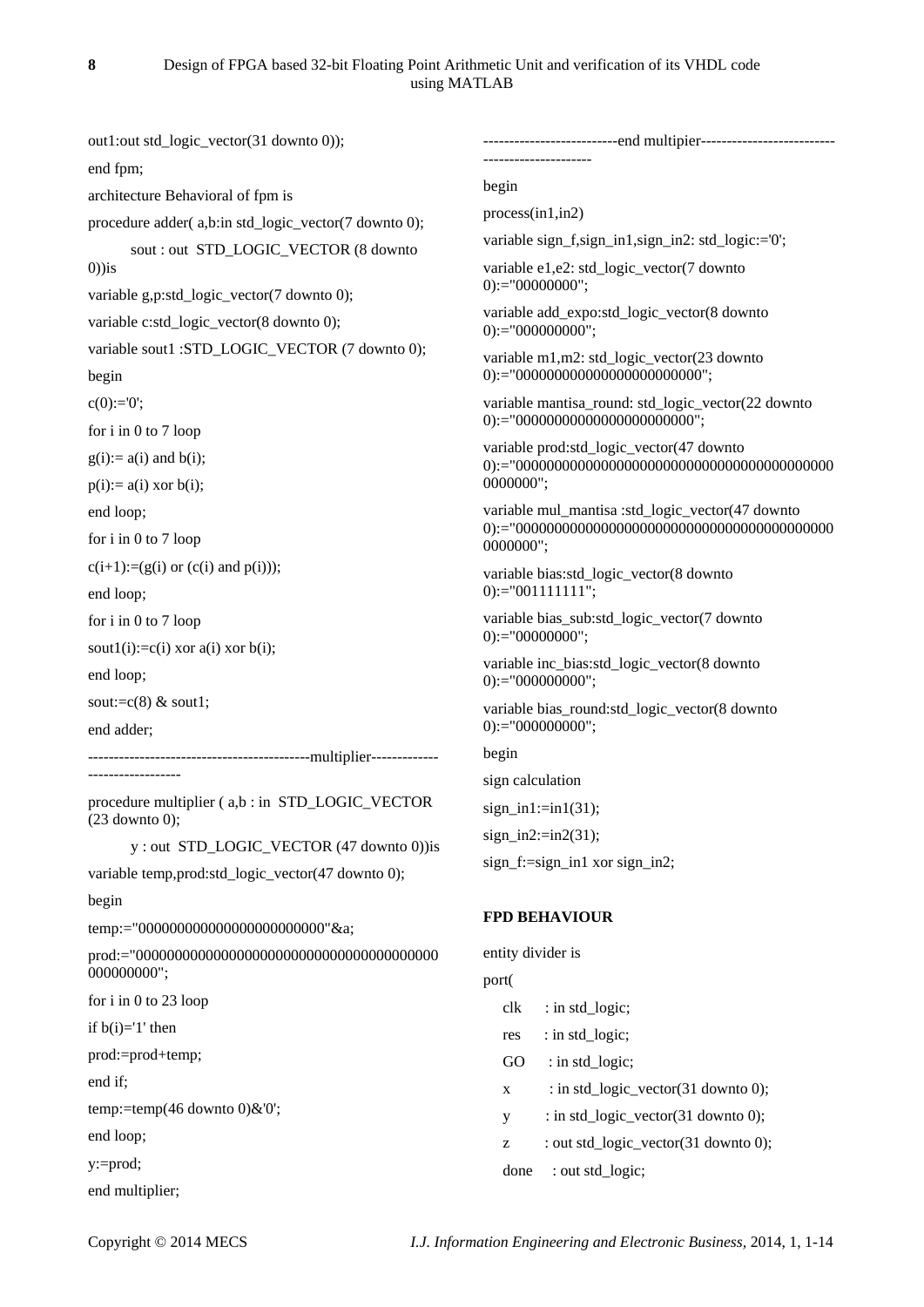```
out1:out std_logic_vector(31 downto 0));
end fpm;
architecture Behavioral of fpm is
procedure adder( a,b:in std_logic_vector(7 downto 0);
        sout : out  STD_LOGIC_VECTOR (8 downto 0))is
variable g,p:std_logic_vector(7 downto 0);
variable c:std_logic_vector(8 downto 0);
variable sout1 :STD_LOGIC_VECTOR (7 downto 0);
begin
c(0):='0';
for i in 0 to 7 loop
g(i):= a(i) and b(i);
p(i):= a(i) xor b(i);
end loop;
for i in 0 to 7 loop
c(i+1):=(g(i) or (c(i) and p(i)));
end loop;
for i in 0 to 7 loop
sout1(i):=c(i) xor a(i) xor b(i);
end loop;
sout:=c(8) & sout1;
end adder;
-------------------------------------------multiplier-------------------------------
procedure multiplier ( a,b : in  STD_LOGIC_VECTOR (23 downto 0);
        y : out  STD_LOGIC_VECTOR (47 downto 0))is
variable temp,prod:std_logic_vector(47 downto 0);
begin
temp:="000000000000000000000000"&a;
prod:="000000000000000000000000000000000000000000000000";
for i in 0 to 23 loop
if b(i)='1' then
prod:=prod+temp;
end if;
temp:=temp(46 downto 0)&'0';
end loop;
y:=prod;
end multiplier;
--------------------------end multipier------------------------------------------------
begin
process(in1,in2)
variable sign_f,sign_in1,sign_in2: std_logic:='0';
variable e1,e2: std_logic_vector(7 downto 0):="00000000";
variable add_expo:std_logic_vector(8 downto 0):="000000000";
variable m1,m2: std_logic_vector(23 downto 0):="000000000000000000000000";
variable mantisa_round: std_logic_vector(22 downto 0):="00000000000000000000000";
variable prod:std_logic_vector(47 downto 0):="000000000000000000000000000000000000000000000000";
variable mul_mantisa :std_logic_vector(47 downto 0):="000000000000000000000000000000000000000000000000";
variable bias:std_logic_vector(8 downto 0):="001111111";
variable bias_sub:std_logic_vector(7 downto 0):="00000000";
variable inc_bias:std_logic_vector(8 downto 0):="000000000";
variable bias_round:std_logic_vector(8 downto 0):="000000000";
begin
sign calculation
sign_in1:=in1(31);
sign_in2:=in2(31);
sign_f:=sign_in1 xor sign_in2;
```

**FPD BEHAVIOUR**

```
entity divider is
port(
    clk     : in std_logic;
    res     : in std_logic;
    GO      : in std_logic;
    x       : in std_logic_vector(31 downto 0);
    y       : in std_logic_vector(31 downto 0);
    z       : out std_logic_vector(31 downto 0);
    done    : out std_logic;
```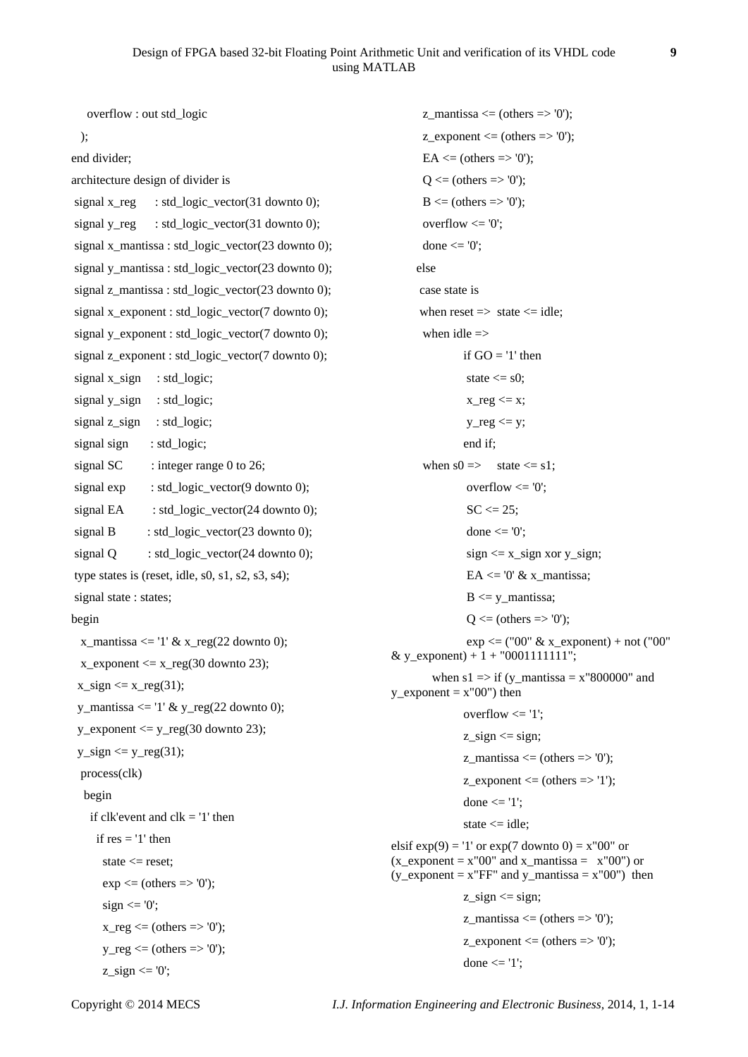```
    overflow : out std_logic
  );
end divider;
architecture design of divider is
 signal x_reg      : std_logic_vector(31 downto 0);
 signal y_reg      : std_logic_vector(31 downto 0);
 signal x_mantissa : std_logic_vector(23 downto 0);
 signal y_mantissa : std_logic_vector(23 downto 0);
 signal z_mantissa : std_logic_vector(23 downto 0);
 signal x_exponent : std_logic_vector(7 downto 0);
 signal y_exponent : std_logic_vector(7 downto 0);
 signal z_exponent : std_logic_vector(7 downto 0);
 signal x_sign     : std_logic;
 signal y_sign     : std_logic;
 signal z_sign     : std_logic;
 signal sign       : std_logic;
 signal SC         : integer range 0 to 26;
 signal exp        : std_logic_vector(9 downto 0);
 signal EA         : std_logic_vector(24 downto 0);
 signal B          : std_logic_vector(23 downto 0);
 signal Q          : std_logic_vector(24 downto 0);
 type states is (reset, idle, s0, s1, s2, s3, s4);
 signal state : states;
begin
   x_mantissa <= '1' & x_reg(22 downto 0);
   x_exponent <= x_reg(30 downto 23);
  x_sign <= x_reg(31);
  y_mantissa <= '1' & y_reg(22 downto 0);
  y_exponent <= y_reg(30 downto 23);
  y_sign <= y_reg(31);
   process(clk)
    begin
      if clk'event and clk = '1' then
        if res = '1' then
          state <= reset;
          exp <= (others => '0');
          sign <= '0';
          x_reg <= (others => '0');
          y_reg <= (others => '0');
          z_sign <= '0';
          z_mantissa <= (others => '0');
          z_exponent <= (others => '0');
          EA <= (others => '0');
          Q <= (others => '0');
          B <= (others => '0');
          overflow <= '0';
          done <= '0';
        else
         case state is
         when reset =>  state <= idle;
          when idle =>
                if GO = '1' then
                 state <= s0;
                 x_reg <= x;
                 y_reg <= y;
                end if;
          when s0 =>     state <= s1;
                 overflow <= '0';
                 SC <= 25;
                 done <= '0';
                 sign <= x_sign xor y_sign;
                 EA <= '0' & x_mantissa;
                 B <= y_mantissa;
                 Q <= (others => '0');
                 exp <= ("00" & x_exponent) + not ("00"
& y_exponent) + 1 + "0001111111";
          when s1 => if (y_mantissa = x"800000" and
y_exponent = x"00") then
                overflow <= '1';
                z_sign <= sign;
                z_mantissa <= (others => '0');
                z_exponent <= (others => '1');
                done <= '1';
                state <= idle;
elsif exp(9) = '1' or exp(7 downto 0) = x"00" or
(x_exponent = x"00" and x_mantissa =   x"00") or
(y_exponent = x"FF" and y_mantissa = x"00")  then
                z_sign <= sign;
                z_mantissa <= (others => '0');
                z_exponent <= (others => '0');
                done <= '1';
```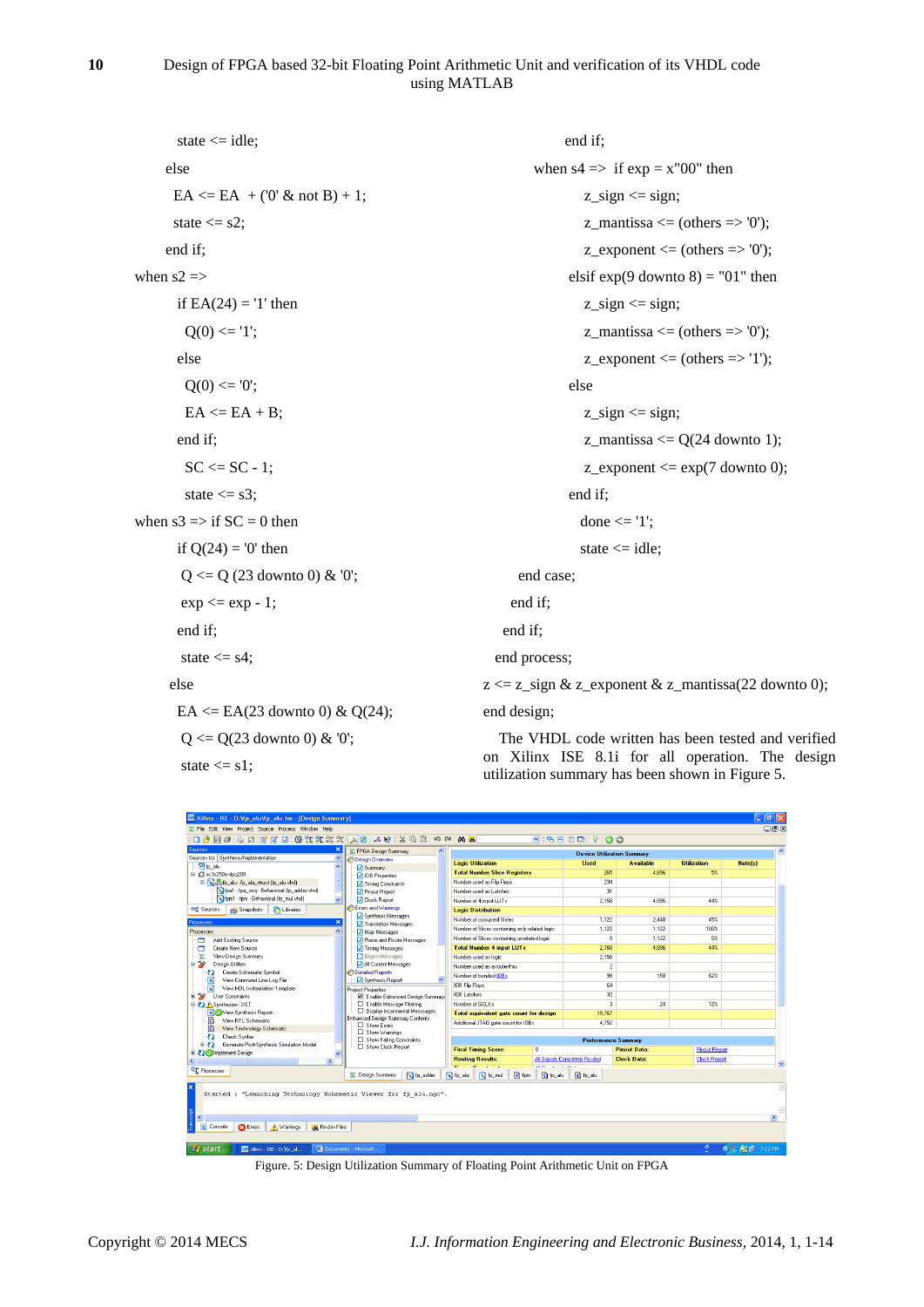```
        state <= idle;
      else
        EA <= EA + ('0' & not B) + 1;
        state <= s2;
      end if;
    when s2 =>
        if EA(24) = '1' then
          Q(0) <= '1';
        else
          Q(0) <= '0';
          EA <= EA + B;
        end if;
          SC <= SC - 1;
          state <= s3;
    when s3 => if SC = 0 then
        if Q(24) = '0' then
          Q <= Q (23 downto 0) & '0';
          exp <= exp - 1;
        end if;
          state <= s4;
        else
          EA <= EA(23 downto 0) & Q(24);
          Q <= Q(23 downto 0) & '0';
          state <= s1;
        end if;
    when s4 =>  if exp = x"00" then
          z_sign <= sign;
          z_mantissa <= (others => '0');
          z_exponent <= (others => '0');
        elsif exp(9 downto 8) = "01" then
          z_sign <= sign;
          z_mantissa <= (others => '0');
          z_exponent <= (others => '1');
        else
          z_sign <= sign;
          z_mantissa <= Q(24 downto 1);
          z_exponent <= exp(7 downto 0);
        end if;
          done <= '1';
          state <= idle;
      end case;
    end if;
  end if;
end process;
z <= z_sign & z_exponent & z_mantissa(22 downto 0);
end design;
```

The VHDL code written has been tested and verified on Xilinx ISE 8.1i for all operation. The design utilization summary has been shown in Figure 5.

Figure. 5: Design Utilization Summary of Floating Point Arithmetic Unit on FPGA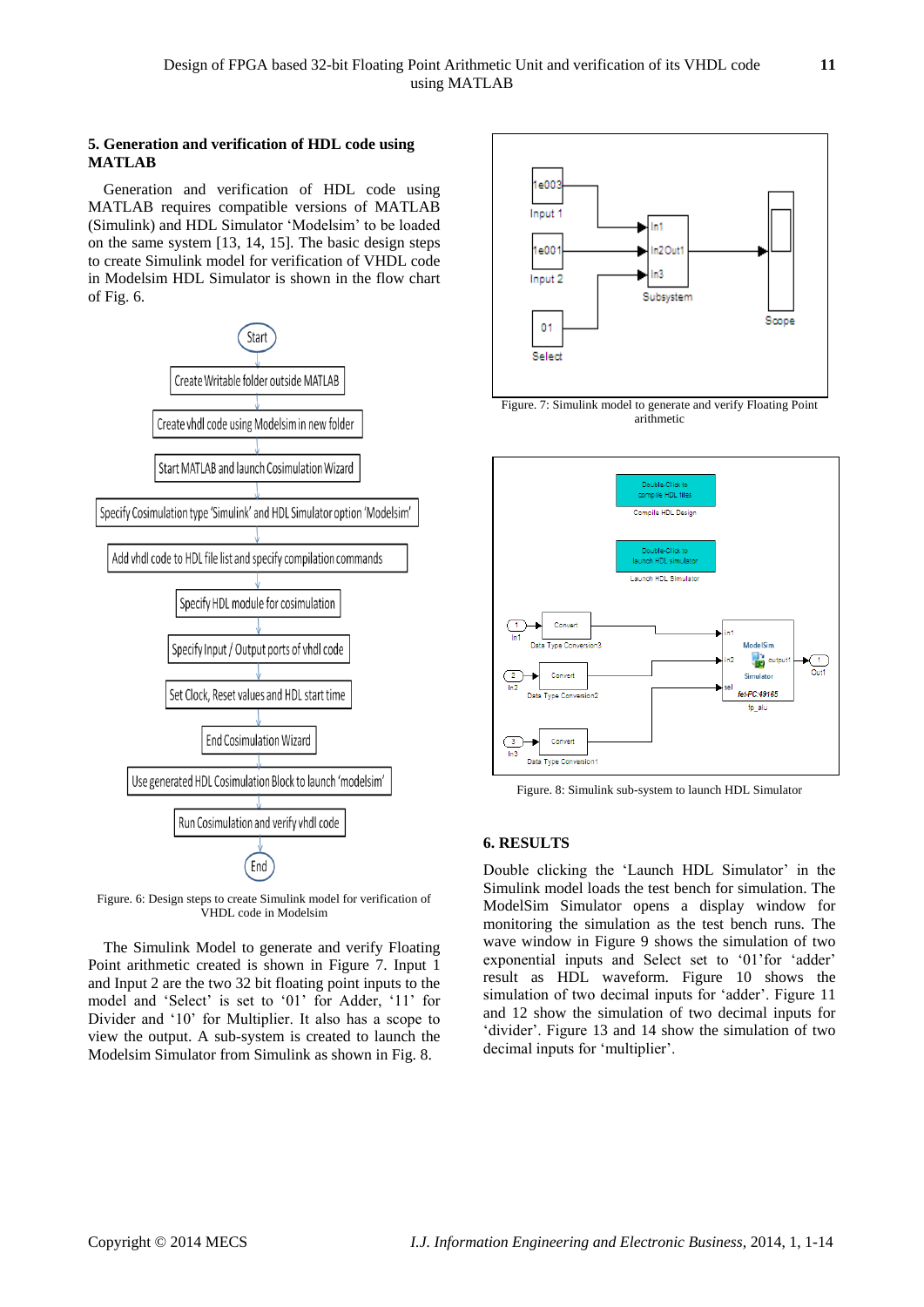## 5. Generation and verification of HDL code using MATLAB

Generation and verification of HDL code using MATLAB requires compatible versions of MATLAB (Simulink) and HDL Simulator 'Modelsim' to be loaded on the same system [13, 14, 15]. The basic design steps to create Simulink model for verification of VHDL code in Modelsim HDL Simulator is shown in the flow chart of Fig. 6.

Start

Create Writable folder outside MATLAB

Create vhdl code using Modelsim in new folder

Start MATLAB and launch Cosimulation Wizard

Specify Cosimulation type 'Simulink' and HDL Simulator option 'Modelsim'

Add vhdl code to HDL file list and specify compilation commands

Specify HDL module for cosimulation

Specify Input / Output ports of vhdl code

Set Clock, Reset values and HDL start time

End Cosimulation Wizard

Use generated HDL Cosimulation Block to launch 'modelsim'

Run Cosimulation and verify vhdl code

End

Figure. 6: Design steps to create Simulink model for verification of VHDL code in Modelsim

The Simulink Model to generate and verify Floating Point arithmetic created is shown in Figure 7. Input 1 and Input 2 are the two 32 bit floating point inputs to the model and 'Select' is set to '01' for Adder, '11' for Divider and '10' for Multiplier. It also has a scope to view the output. A sub-system is created to launch the Modelsim Simulator from Simulink as shown in Fig. 8.

Figure. 7: Simulink model to generate and verify Floating Point arithmetic

Figure. 8: Simulink sub-system to launch HDL Simulator

## 6. RESULTS

Double clicking the 'Launch HDL Simulator' in the Simulink model loads the test bench for simulation. The ModelSim Simulator opens a display window for monitoring the simulation as the test bench runs. The wave window in Figure 9 shows the simulation of two exponential inputs and Select set to '01'for 'adder' result as HDL waveform. Figure 10 shows the simulation of two decimal inputs for 'adder'. Figure 11 and 12 show the simulation of two decimal inputs for 'divider'. Figure 13 and 14 show the simulation of two decimal inputs for 'multiplier'.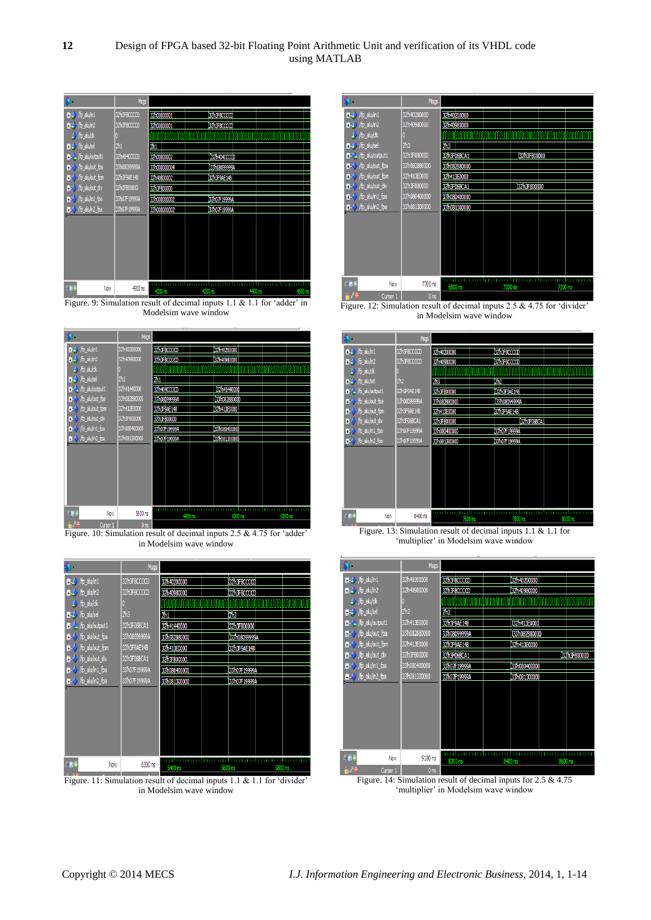Figure. 9: Simulation result of decimal inputs 1.1 & 1.1 for 'adder' in Modelsim wave window

Figure. 10: Simulation result of decimal inputs 2.5 & 4.75 for 'adder' in Modelsim wave window

Figure. 11: Simulation result of decimal inputs 1.1 & 1.1 for 'divider' in Modelsim wave window

Figure. 12: Simulation result of decimal inputs 2.5 & 4.75 for 'divider' in Modelsim wave window

Figure. 13: Simulation result of decimal inputs 1.1 & 1.1 for 'multiplier' in Modelsim wave window

Figure. 14: Simulation result of decimal inputs for 2.5 & 4.75 'multiplier' in Modelsim wave window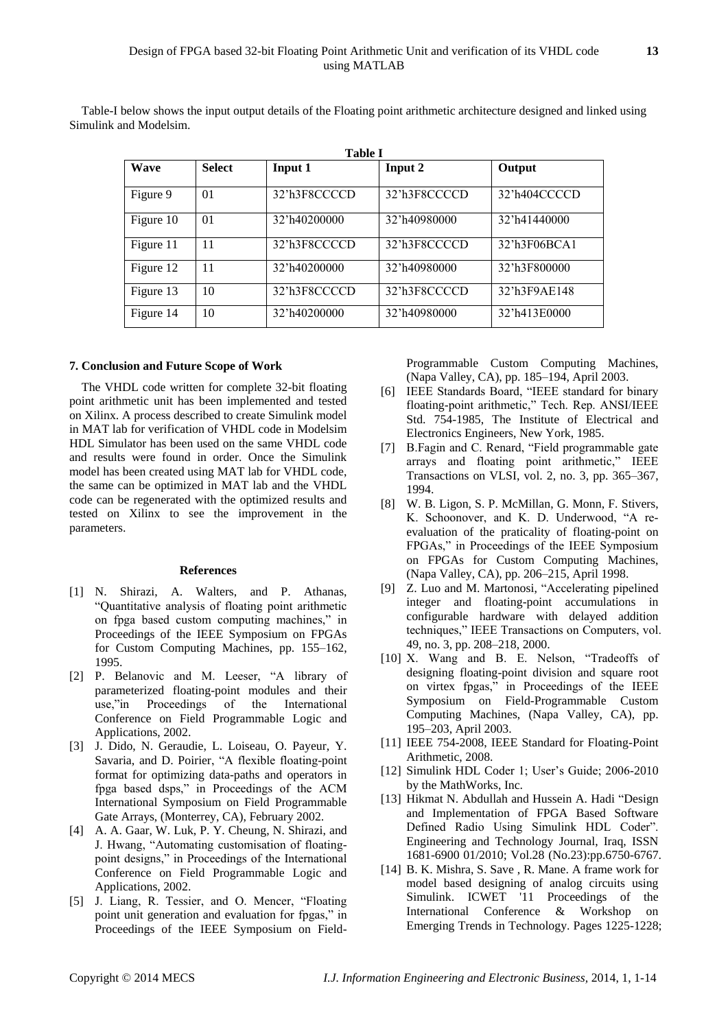Table-I below shows the input output details of the Floating point arithmetic architecture designed and linked using Simulink and Modelsim.

**Table I**

| Wave | Select | Input 1 | Input 2 | Output |
|---|---|---|---|---|
| Figure 9 | 01 | 32'h3F8CCCCD | 32'h3F8CCCCD | 32'h404CCCCD |
| Figure 10 | 01 | 32'h40200000 | 32'h40980000 | 32'h41440000 |
| Figure 11 | 11 | 32'h3F8CCCCD | 32'h3F8CCCCD | 32'h3F06BCA1 |
| Figure 12 | 11 | 32'h40200000 | 32'h40980000 | 32'h3F800000 |
| Figure 13 | 10 | 32'h3F8CCCCD | 32'h3F8CCCCD | 32'h3F9AE148 |
| Figure 14 | 10 | 32'h40200000 | 32'h40980000 | 32'h413E0000 |

### 7. Conclusion and Future Scope of Work

The VHDL code written for complete 32-bit floating point arithmetic unit has been implemented and tested on Xilinx. A process described to create Simulink model in MAT lab for verification of VHDL code in Modelsim HDL Simulator has been used on the same VHDL code and results were found in order. Once the Simulink model has been created using MAT lab for VHDL code, the same can be optimized in MAT lab and the VHDL code can be regenerated with the optimized results and tested on Xilinx to see the improvement in the parameters.

### References

[1] N. Shirazi, A. Walters, and P. Athanas, "Quantitative analysis of floating point arithmetic on fpga based custom computing machines," in Proceedings of the IEEE Symposium on FPGAs for Custom Computing Machines, pp. 155–162, 1995.

[2] P. Belanovic and M. Leeser, "A library of parameterized floating-point modules and their use,"in Proceedings of the International Conference on Field Programmable Logic and Applications, 2002.

[3] J. Dido, N. Geraudie, L. Loiseau, O. Payeur, Y. Savaria, and D. Poirier, "A flexible floating-point format for optimizing data-paths and operators in fpga based dsps," in Proceedings of the ACM International Symposium on Field Programmable Gate Arrays, (Monterrey, CA), February 2002.

[4] A. A. Gaar, W. Luk, P. Y. Cheung, N. Shirazi, and J. Hwang, "Automating customisation of floating-point designs," in Proceedings of the International Conference on Field Programmable Logic and Applications, 2002.

[5] J. Liang, R. Tessier, and O. Mencer, "Floating point unit generation and evaluation for fpgas," in Proceedings of the IEEE Symposium on Field-Programmable Custom Computing Machines, (Napa Valley, CA), pp. 185–194, April 2003.

[6] IEEE Standards Board, "IEEE standard for binary floating-point arithmetic," Tech. Rep. ANSI/IEEE Std. 754-1985, The Institute of Electrical and Electronics Engineers, New York, 1985.

[7] B.Fagin and C. Renard, "Field programmable gate arrays and floating point arithmetic," IEEE Transactions on VLSI, vol. 2, no. 3, pp. 365–367, 1994.

[8] W. B. Ligon, S. P. McMillan, G. Monn, F. Stivers, K. Schoonover, and K. D. Underwood, "A re-evaluation of the praticality of floating-point on FPGAs," in Proceedings of the IEEE Symposium on FPGAs for Custom Computing Machines, (Napa Valley, CA), pp. 206–215, April 1998.

[9] Z. Luo and M. Martonosi, "Accelerating pipelined integer and floating-point accumulations in configurable hardware with delayed addition techniques," IEEE Transactions on Computers, vol. 49, no. 3, pp. 208–218, 2000.

[10] X. Wang and B. E. Nelson, "Tradeoffs of designing floating-point division and square root on virtex fpgas," in Proceedings of the IEEE Symposium on Field-Programmable Custom Computing Machines, (Napa Valley, CA), pp. 195–203, April 2003.

[11] IEEE 754-2008, IEEE Standard for Floating-Point Arithmetic, 2008.

[12] Simulink HDL Coder 1; User's Guide; 2006-2010 by the MathWorks, Inc.

[13] Hikmat N. Abdullah and Hussein A. Hadi "Design and Implementation of FPGA Based Software Defined Radio Using Simulink HDL Coder". Engineering and Technology Journal, Iraq, ISSN 1681-6900 01/2010; Vol.28 (No.23):pp.6750-6767.

[14] B. K. Mishra, S. Save , R. Mane. A frame work for model based designing of analog circuits using Simulink. ICWET '11 Proceedings of the International Conference & Workshop on Emerging Trends in Technology. Pages 1225-1228;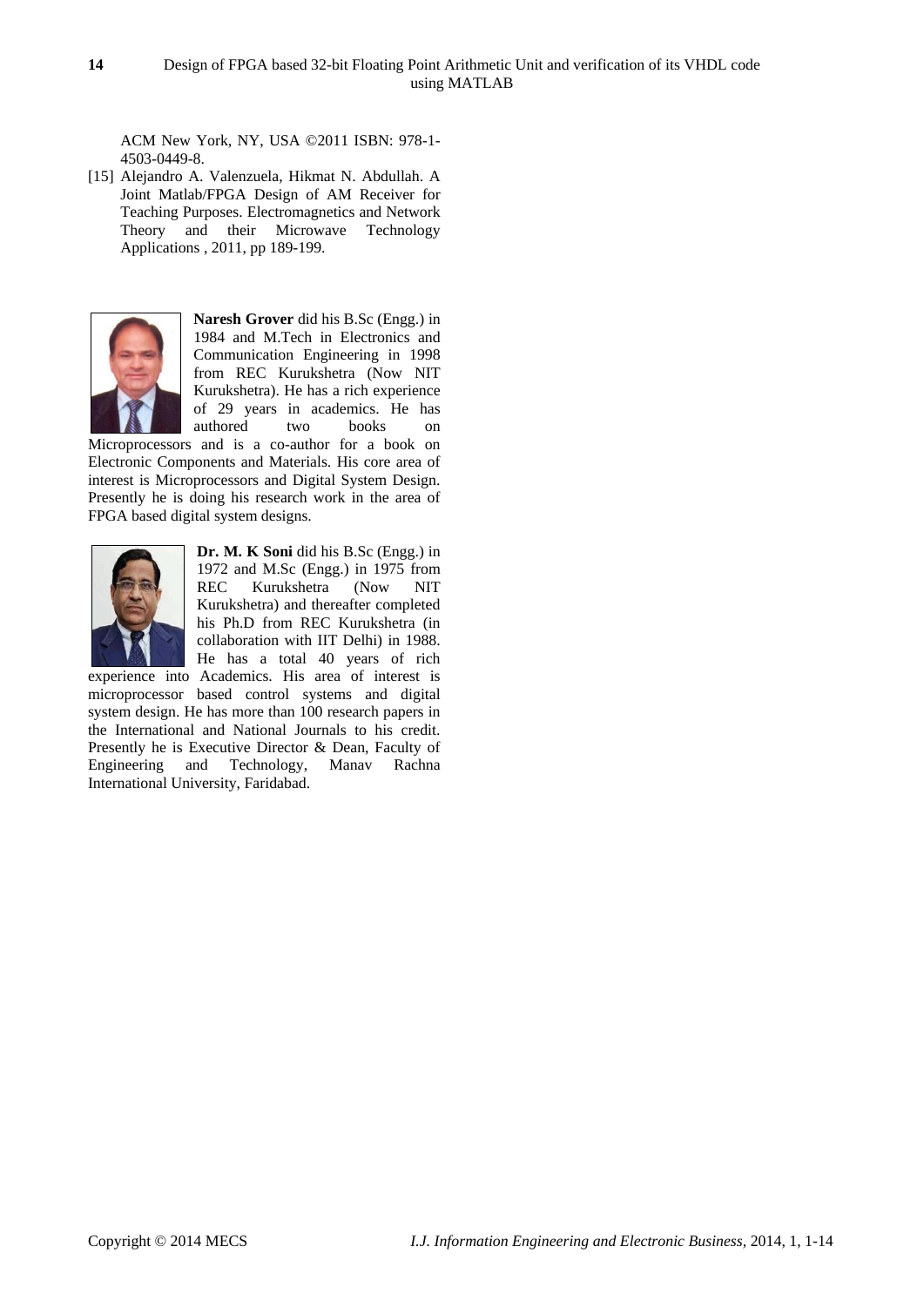ACM New York, NY, USA ©2011 ISBN: 978-1-4503-0449-8.

[15] Alejandro A. Valenzuela, Hikmat N. Abdullah. A Joint Matlab/FPGA Design of AM Receiver for Teaching Purposes. Electromagnetics and Network Theory and their Microwave Technology Applications , 2011, pp 189-199.

**Naresh Grover** did his B.Sc (Engg.) in 1984 and M.Tech in Electronics and Communication Engineering in 1998 from REC Kurukshetra (Now NIT Kurukshetra). He has a rich experience of 29 years in academics. He has authored two books on Microprocessors and is a co-author for a book on Electronic Components and Materials. His core area of interest is Microprocessors and Digital System Design. Presently he is doing his research work in the area of FPGA based digital system designs.

**Dr. M. K Soni** did his B.Sc (Engg.) in 1972 and M.Sc (Engg.) in 1975 from REC Kurukshetra (Now NIT Kurukshetra) and thereafter completed his Ph.D from REC Kurukshetra (in collaboration with IIT Delhi) in 1988. He has a total 40 years of rich experience into Academics. His area of interest is microprocessor based control systems and digital system design. He has more than 100 research papers in the International and National Journals to his credit. Presently he is Executive Director & Dean, Faculty of Engineering and Technology, Manav Rachna International University, Faridabad.